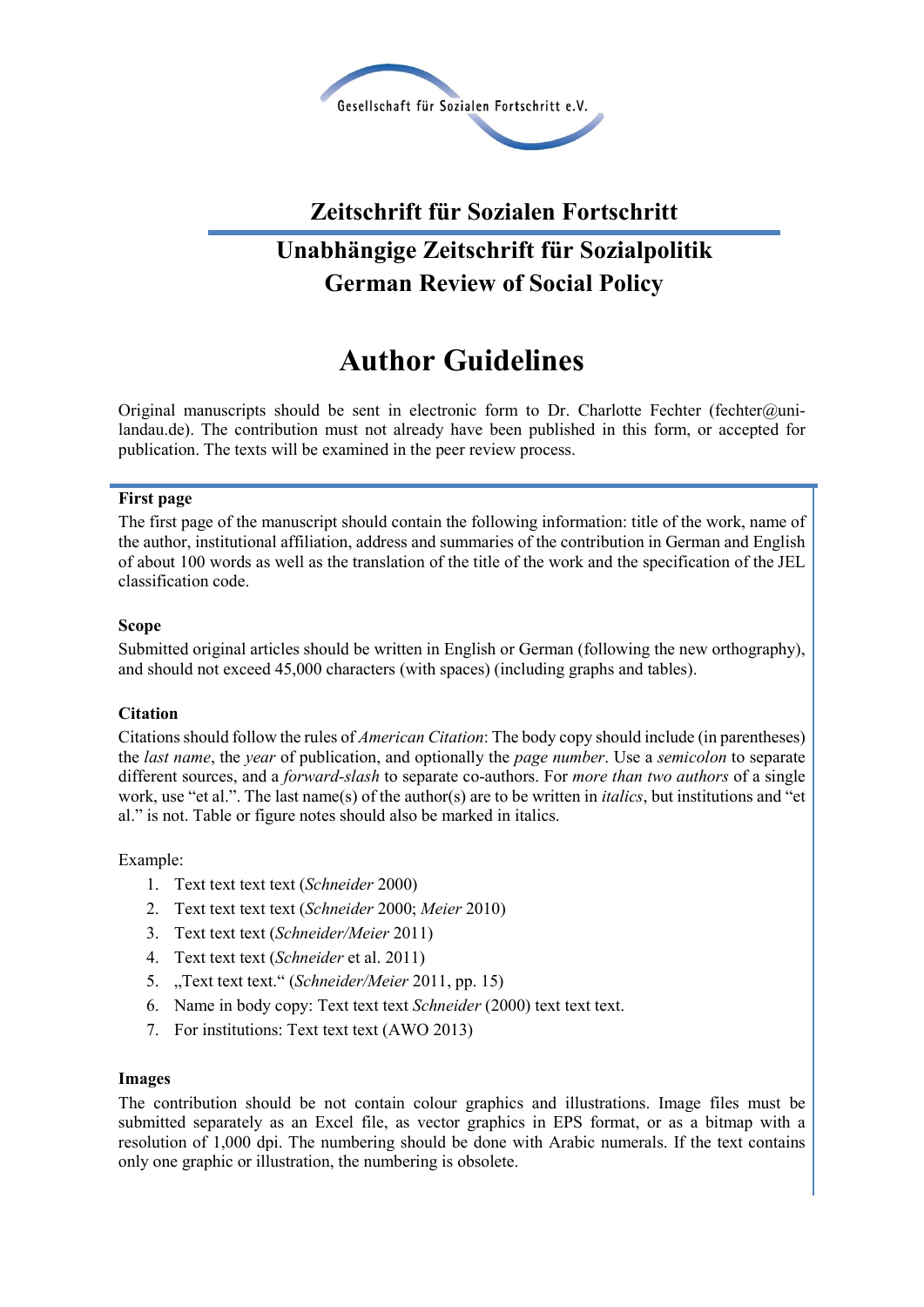Gesellschaft für Sozialen Fortschritt e.V.

## Zeitschrift für Sozialen Fortschritt

## Unabhängige Zeitschrift für Sozialpolitik
## German Review of Social Policy

# Author Guidelines

Original manuscripts should be sent in electronic form to Dr. Charlotte Fechter (fechter@uni-landau.de). The contribution must not already have been published in this form, or accepted for publication. The texts will be examined in the peer review process.

**First page**

The first page of the manuscript should contain the following information: title of the work, name of the author, institutional affiliation, address and summaries of the contribution in German and English of about 100 words as well as the translation of the title of the work and the specification of the JEL classification code.

**Scope**

Submitted original articles should be written in English or German (following the new orthography), and should not exceed 45,000 characters (with spaces) (including graphs and tables).

**Citation**

Citations should follow the rules of *American Citation*: The body copy should include (in parentheses) the *last name*, the *year* of publication, and optionally the *page number*. Use a *semicolon* to separate different sources, and a *forward-slash* to separate co-authors. For *more than two authors* of a single work, use "et al.". The last name(s) of the author(s) are to be written in *italics*, but institutions and "et al." is not. Table or figure notes should also be marked in italics.

Example:

1. Text text text text (*Schneider* 2000)
2. Text text text text (*Schneider* 2000; *Meier* 2010)
3. Text text text (*Schneider/Meier* 2011)
4. Text text text (*Schneider* et al. 2011)
5. „Text text text." (*Schneider/Meier* 2011, pp. 15)
6. Name in body copy: Text text text *Schneider* (2000) text text text.
7. For institutions: Text text text (AWO 2013)

**Images**

The contribution should be not contain colour graphics and illustrations. Image files must be submitted separately as an Excel file, as vector graphics in EPS format, or as a bitmap with a resolution of 1,000 dpi. The numbering should be done with Arabic numerals. If the text contains only one graphic or illustration, the numbering is obsolete.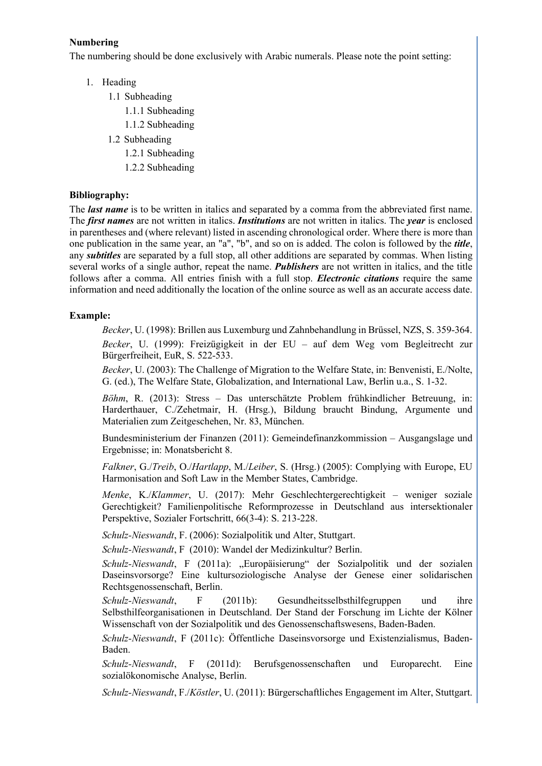**Numbering**

The numbering should be done exclusively with Arabic numerals. Please note the point setting:

1. Heading
   - 1.1 Subheading
     - 1.1.1 Subheading
     - 1.1.2 Subheading
   - 1.2 Subheading
     - 1.2.1 Subheading
     - 1.2.2 Subheading

**Bibliography:**

The ***last name*** is to be written in italics and separated by a comma from the abbreviated first name. The ***first names*** are not written in italics. ***Institutions*** are not written in italics. The ***year*** is enclosed in parentheses and (where relevant) listed in ascending chronological order. Where there is more than one publication in the same year, an "a", "b", and so on is added. The colon is followed by the ***title***, any ***subtitles*** are separated by a full stop, all other additions are separated by commas. When listing several works of a single author, repeat the name. ***Publishers*** are not written in italics, and the title follows after a comma. All entries finish with a full stop. ***Electronic citations*** require the same information and need additionally the location of the online source as well as an accurate access date.

**Example:**

*Becker*, U. (1998): Brillen aus Luxemburg und Zahnbehandlung in Brüssel, NZS, S. 359-364.

*Becker*, U. (1999): Freizügigkeit in der EU – auf dem Weg vom Begleitrecht zur Bürgerfreiheit, EuR, S. 522-533.

*Becker*, U. (2003): The Challenge of Migration to the Welfare State, in: Benvenisti, E./Nolte, G. (ed.), The Welfare State, Globalization, and International Law, Berlin u.a., S. 1-32.

*Böhm*, R. (2013): Stress – Das unterschätzte Problem frühkindlicher Betreuung, in: Harderthauer, C./Zehetmair, H. (Hrsg.), Bildung braucht Bindung, Argumente und Materialien zum Zeitgeschehen, Nr. 83, München.

Bundesministerium der Finanzen (2011): Gemeindefinanzkommission – Ausgangslage und Ergebnisse; in: Monatsbericht 8.

*Falkner*, G./*Treib*, O./*Hartlapp*, M./*Leiber*, S. (Hrsg.) (2005): Complying with Europe, EU Harmonisation and Soft Law in the Member States, Cambridge.

*Menke*, K./*Klammer*, U. (2017): Mehr Geschlechtergerechtigkeit – weniger soziale Gerechtigkeit? Familienpolitische Reformprozesse in Deutschland aus intersektionaler Perspektive, Sozialer Fortschritt, 66(3-4): S. 213-228.

*Schulz-Nieswandt*, F. (2006): Sozialpolitik und Alter, Stuttgart.

*Schulz-Nieswandt*, F (2010): Wandel der Medizinkultur? Berlin.

*Schulz-Nieswandt*, F (2011a): „Europäisierung" der Sozialpolitik und der sozialen Daseinsvorsorge? Eine kultursoziologische Analyse der Genese einer solidarischen Rechtsgenossenschaft, Berlin.

*Schulz-Nieswandt*, F (2011b): Gesundheitsselbsthilfegruppen und ihre Selbsthilfeorganisationen in Deutschland. Der Stand der Forschung im Lichte der Kölner Wissenschaft von der Sozialpolitik und des Genossenschaftswesens, Baden-Baden.

*Schulz-Nieswandt*, F (2011c): Öffentliche Daseinsvorsorge und Existenzialismus, Baden-Baden.

*Schulz-Nieswandt*, F (2011d): Berufsgenossenschaften und Europarecht. Eine sozialökonomische Analyse, Berlin.

*Schulz-Nieswandt*, F./*Köstler*, U. (2011): Bürgerschaftliches Engagement im Alter, Stuttgart.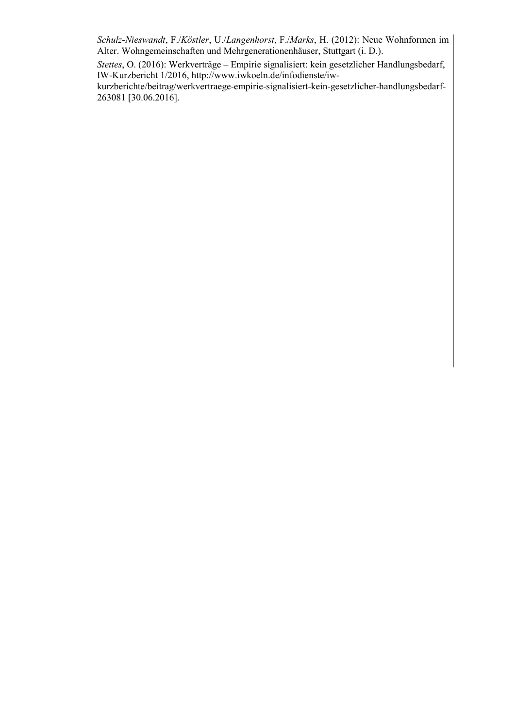*Schulz-Nieswandt*, F./*Köstler*, U./*Langenhorst*, F./*Marks*, H. (2012): Neue Wohnformen im Alter. Wohngemeinschaften und Mehrgenerationenhäuser, Stuttgart (i. D.).

*Stettes*, O. (2016): Werkverträge – Empirie signalisiert: kein gesetzlicher Handlungsbedarf, IW-Kurzbericht 1/2016, http://www.iwkoeln.de/infodienste/iw-kurzberichte/beitrag/werkvertraege-empirie-signalisiert-kein-gesetzlicher-handlungsbedarf-263081 [30.06.2016].